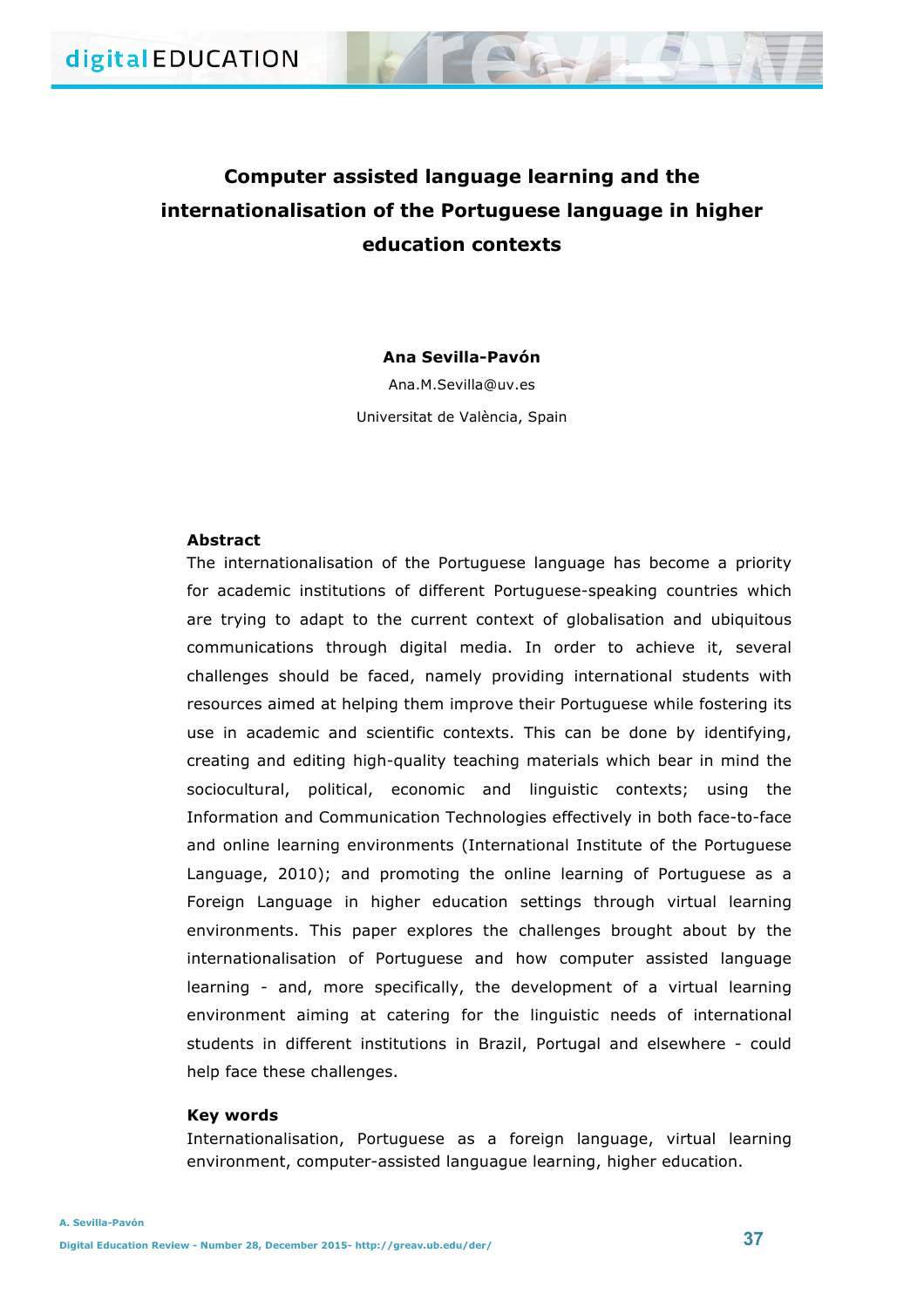# Computer assisted language learning and the internationalisation of the Portuguese language in higher education contexts

**Ana Sevilla-Pavón**

Ana.M.Sevilla@uv.es

Universitat de València, Spain

## Abstract

The internationalisation of the Portuguese language has become a priority for academic institutions of different Portuguese-speaking countries which are trying to adapt to the current context of globalisation and ubiquitous communications through digital media. In order to achieve it, several challenges should be faced, namely providing international students with resources aimed at helping them improve their Portuguese while fostering its use in academic and scientific contexts. This can be done by identifying, creating and editing high-quality teaching materials which bear in mind the sociocultural, political, economic and linguistic contexts; using the Information and Communication Technologies effectively in both face-to-face and online learning environments (International Institute of the Portuguese Language, 2010); and promoting the online learning of Portuguese as a Foreign Language in higher education settings through virtual learning environments. This paper explores the challenges brought about by the internationalisation of Portuguese and how computer assisted language learning - and, more specifically, the development of a virtual learning environment aiming at catering for the linguistic needs of international students in different institutions in Brazil, Portugal and elsewhere - could help face these challenges.

## Key words

Internationalisation, Portuguese as a foreign language, virtual learning environment, computer-assisted languague learning, higher education.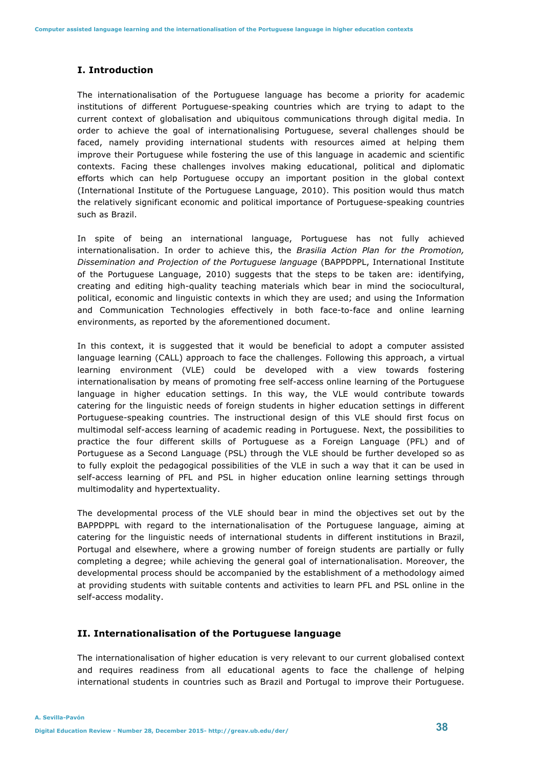## I. Introduction

The internationalisation of the Portuguese language has become a priority for academic institutions of different Portuguese-speaking countries which are trying to adapt to the current context of globalisation and ubiquitous communications through digital media. In order to achieve the goal of internationalising Portuguese, several challenges should be faced, namely providing international students with resources aimed at helping them improve their Portuguese while fostering the use of this language in academic and scientific contexts. Facing these challenges involves making educational, political and diplomatic efforts which can help Portuguese occupy an important position in the global context (International Institute of the Portuguese Language, 2010). This position would thus match the relatively significant economic and political importance of Portuguese-speaking countries such as Brazil.

In spite of being an international language, Portuguese has not fully achieved internationalisation. In order to achieve this, the *Brasilia Action Plan for the Promotion, Dissemination and Projection of the Portuguese language* (BAPPDPPL, International Institute of the Portuguese Language, 2010) suggests that the steps to be taken are: identifying, creating and editing high-quality teaching materials which bear in mind the sociocultural, political, economic and linguistic contexts in which they are used; and using the Information and Communication Technologies effectively in both face-to-face and online learning environments, as reported by the aforementioned document.

In this context, it is suggested that it would be beneficial to adopt a computer assisted language learning (CALL) approach to face the challenges. Following this approach, a virtual learning environment (VLE) could be developed with a view towards fostering internationalisation by means of promoting free self-access online learning of the Portuguese language in higher education settings. In this way, the VLE would contribute towards catering for the linguistic needs of foreign students in higher education settings in different Portuguese-speaking countries. The instructional design of this VLE should first focus on multimodal self-access learning of academic reading in Portuguese. Next, the possibilities to practice the four different skills of Portuguese as a Foreign Language (PFL) and of Portuguese as a Second Language (PSL) through the VLE should be further developed so as to fully exploit the pedagogical possibilities of the VLE in such a way that it can be used in self-access learning of PFL and PSL in higher education online learning settings through multimodality and hypertextuality.

The developmental process of the VLE should bear in mind the objectives set out by the BAPPDPPL with regard to the internationalisation of the Portuguese language, aiming at catering for the linguistic needs of international students in different institutions in Brazil, Portugal and elsewhere, where a growing number of foreign students are partially or fully completing a degree; while achieving the general goal of internationalisation. Moreover, the developmental process should be accompanied by the establishment of a methodology aimed at providing students with suitable contents and activities to learn PFL and PSL online in the self-access modality.

## II. Internationalisation of the Portuguese language

The internationalisation of higher education is very relevant to our current globalised context and requires readiness from all educational agents to face the challenge of helping international students in countries such as Brazil and Portugal to improve their Portuguese.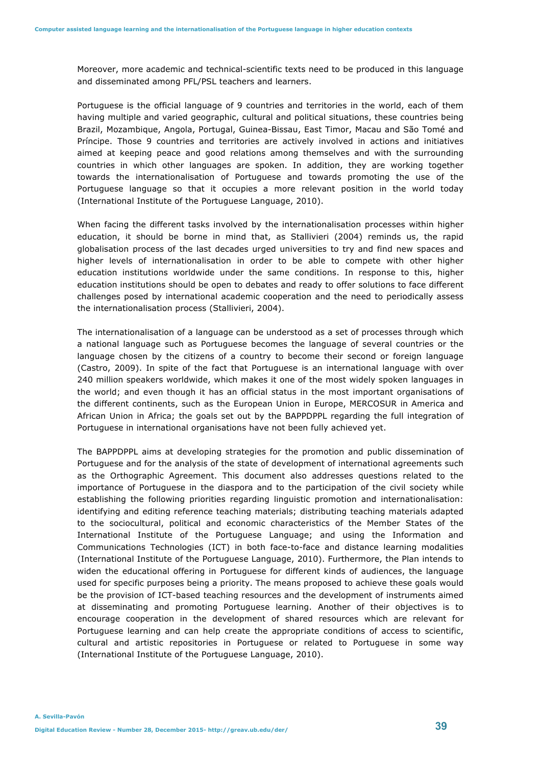Moreover, more academic and technical-scientific texts need to be produced in this language and disseminated among PFL/PSL teachers and learners.

Portuguese is the official language of 9 countries and territories in the world, each of them having multiple and varied geographic, cultural and political situations, these countries being Brazil, Mozambique, Angola, Portugal, Guinea-Bissau, East Timor, Macau and São Tomé and Príncipe. Those 9 countries and territories are actively involved in actions and initiatives aimed at keeping peace and good relations among themselves and with the surrounding countries in which other languages are spoken. In addition, they are working together towards the internationalisation of Portuguese and towards promoting the use of the Portuguese language so that it occupies a more relevant position in the world today (International Institute of the Portuguese Language, 2010).

When facing the different tasks involved by the internationalisation processes within higher education, it should be borne in mind that, as Stallivieri (2004) reminds us, the rapid globalisation process of the last decades urged universities to try and find new spaces and higher levels of internationalisation in order to be able to compete with other higher education institutions worldwide under the same conditions. In response to this, higher education institutions should be open to debates and ready to offer solutions to face different challenges posed by international academic cooperation and the need to periodically assess the internationalisation process (Stallivieri, 2004).

The internationalisation of a language can be understood as a set of processes through which a national language such as Portuguese becomes the language of several countries or the language chosen by the citizens of a country to become their second or foreign language (Castro, 2009). In spite of the fact that Portuguese is an international language with over 240 million speakers worldwide, which makes it one of the most widely spoken languages in the world; and even though it has an official status in the most important organisations of the different continents, such as the European Union in Europe, MERCOSUR in America and African Union in Africa; the goals set out by the BAPPDPPL regarding the full integration of Portuguese in international organisations have not been fully achieved yet.

The BAPPDPPL aims at developing strategies for the promotion and public dissemination of Portuguese and for the analysis of the state of development of international agreements such as the Orthographic Agreement. This document also addresses questions related to the importance of Portuguese in the diaspora and to the participation of the civil society while establishing the following priorities regarding linguistic promotion and internationalisation: identifying and editing reference teaching materials; distributing teaching materials adapted to the sociocultural, political and economic characteristics of the Member States of the International Institute of the Portuguese Language; and using the Information and Communications Technologies (ICT) in both face-to-face and distance learning modalities (International Institute of the Portuguese Language, 2010). Furthermore, the Plan intends to widen the educational offering in Portuguese for different kinds of audiences, the language used for specific purposes being a priority. The means proposed to achieve these goals would be the provision of ICT-based teaching resources and the development of instruments aimed at disseminating and promoting Portuguese learning. Another of their objectives is to encourage cooperation in the development of shared resources which are relevant for Portuguese learning and can help create the appropriate conditions of access to scientific, cultural and artistic repositories in Portuguese or related to Portuguese in some way (International Institute of the Portuguese Language, 2010).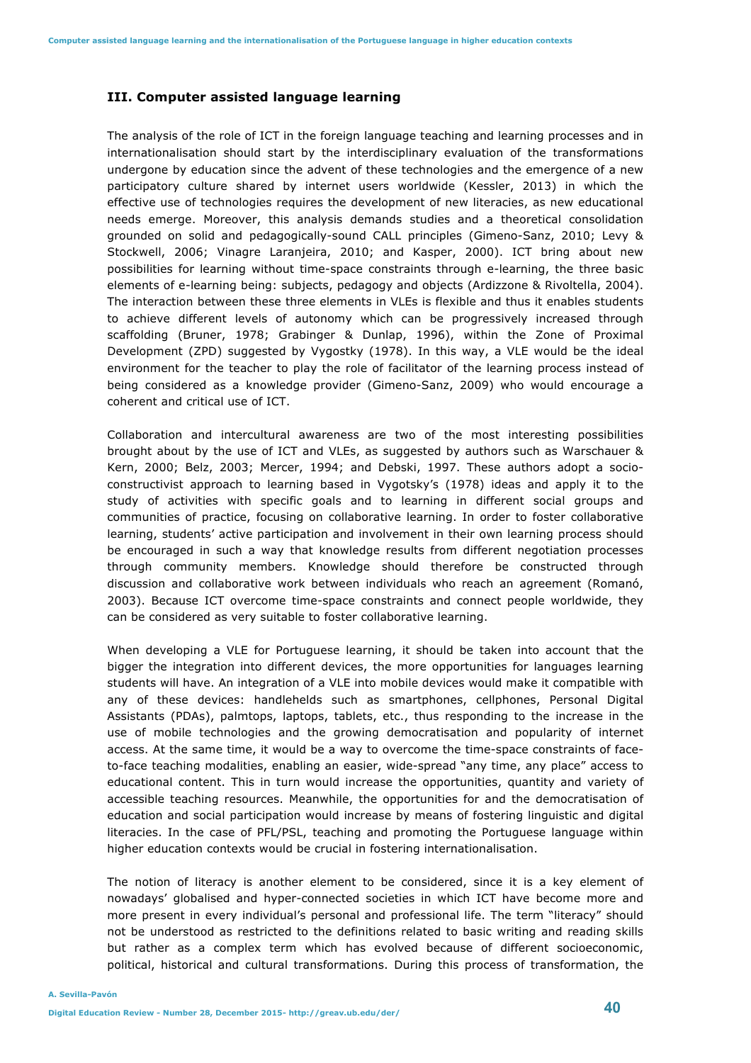### III. Computer assisted language learning

The analysis of the role of ICT in the foreign language teaching and learning processes and in internationalisation should start by the interdisciplinary evaluation of the transformations undergone by education since the advent of these technologies and the emergence of a new participatory culture shared by internet users worldwide (Kessler, 2013) in which the effective use of technologies requires the development of new literacies, as new educational needs emerge. Moreover, this analysis demands studies and a theoretical consolidation grounded on solid and pedagogically-sound CALL principles (Gimeno-Sanz, 2010; Levy & Stockwell, 2006; Vinagre Laranjeira, 2010; and Kasper, 2000). ICT bring about new possibilities for learning without time-space constraints through e-learning, the three basic elements of e-learning being: subjects, pedagogy and objects (Ardizzone & Rivoltella, 2004). The interaction between these three elements in VLEs is flexible and thus it enables students to achieve different levels of autonomy which can be progressively increased through scaffolding (Bruner, 1978; Grabinger & Dunlap, 1996), within the Zone of Proximal Development (ZPD) suggested by Vygostky (1978). In this way, a VLE would be the ideal environment for the teacher to play the role of facilitator of the learning process instead of being considered as a knowledge provider (Gimeno-Sanz, 2009) who would encourage a coherent and critical use of ICT.

Collaboration and intercultural awareness are two of the most interesting possibilities brought about by the use of ICT and VLEs, as suggested by authors such as Warschauer & Kern, 2000; Belz, 2003; Mercer, 1994; and Debski, 1997. These authors adopt a socio-constructivist approach to learning based in Vygotsky's (1978) ideas and apply it to the study of activities with specific goals and to learning in different social groups and communities of practice, focusing on collaborative learning. In order to foster collaborative learning, students' active participation and involvement in their own learning process should be encouraged in such a way that knowledge results from different negotiation processes through community members. Knowledge should therefore be constructed through discussion and collaborative work between individuals who reach an agreement (Romanó, 2003). Because ICT overcome time-space constraints and connect people worldwide, they can be considered as very suitable to foster collaborative learning.

When developing a VLE for Portuguese learning, it should be taken into account that the bigger the integration into different devices, the more opportunities for languages learning students will have. An integration of a VLE into mobile devices would make it compatible with any of these devices: handhelds such as smartphones, cellphones, Personal Digital Assistants (PDAs), palmtops, laptops, tablets, etc., thus responding to the increase in the use of mobile technologies and the growing democratisation and popularity of internet access. At the same time, it would be a way to overcome the time-space constraints of face-to-face teaching modalities, enabling an easier, wide-spread "any time, any place" access to educational content. This in turn would increase the opportunities, quantity and variety of accessible teaching resources. Meanwhile, the opportunities for and the democratisation of education and social participation would increase by means of fostering linguistic and digital literacies. In the case of PFL/PSL, teaching and promoting the Portuguese language within higher education contexts would be crucial in fostering internationalisation.

The notion of literacy is another element to be considered, since it is a key element of nowadays' globalised and hyper-connected societies in which ICT have become more and more present in every individual's personal and professional life. The term "literacy" should not be understood as restricted to the definitions related to basic writing and reading skills but rather as a complex term which has evolved because of different socioeconomic, political, historical and cultural transformations. During this process of transformation, the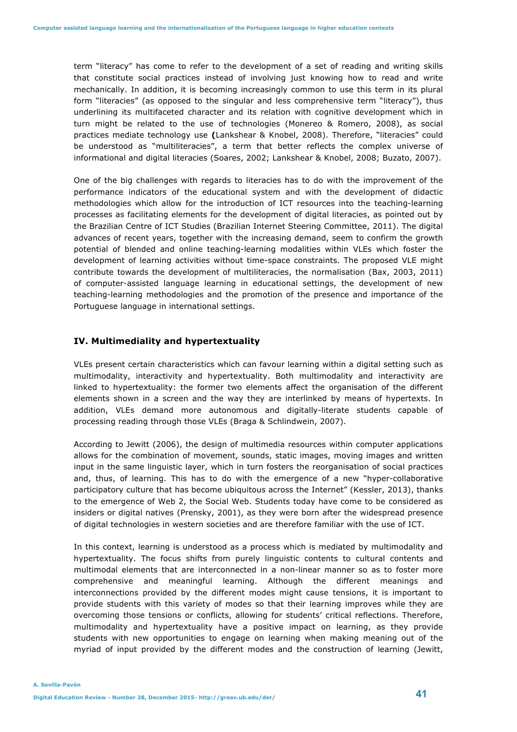term "literacy" has come to refer to the development of a set of reading and writing skills that constitute social practices instead of involving just knowing how to read and write mechanically. In addition, it is becoming increasingly common to use this term in its plural form "literacies" (as opposed to the singular and less comprehensive term "literacy"), thus underlining its multifaceted character and its relation with cognitive development which in turn might be related to the use of technologies (Monereo & Romero, 2008), as social practices mediate technology use **(**Lankshear & Knobel, 2008). Therefore, "literacies" could be understood as "multiliteracies", a term that better reflects the complex universe of informational and digital literacies (Soares, 2002; Lankshear & Knobel, 2008; Buzato, 2007).

One of the big challenges with regards to literacies has to do with the improvement of the performance indicators of the educational system and with the development of didactic methodologies which allow for the introduction of ICT resources into the teaching-learning processes as facilitating elements for the development of digital literacies, as pointed out by the Brazilian Centre of ICT Studies (Brazilian Internet Steering Committee, 2011). The digital advances of recent years, together with the increasing demand, seem to confirm the growth potential of blended and online teaching-learning modalities within VLEs which foster the development of learning activities without time-space constraints. The proposed VLE might contribute towards the development of multiliteracies, the normalisation (Bax, 2003, 2011) of computer-assisted language learning in educational settings, the development of new teaching-learning methodologies and the promotion of the presence and importance of the Portuguese language in international settings.

## IV. Multimediality and hypertextuality

VLEs present certain characteristics which can favour learning within a digital setting such as multimodality, interactivity and hypertextuality. Both multimodality and interactivity are linked to hypertextuality: the former two elements affect the organisation of the different elements shown in a screen and the way they are interlinked by means of hypertexts. In addition, VLEs demand more autonomous and digitally-literate students capable of processing reading through those VLEs (Braga & Schlindwein, 2007).

According to Jewitt (2006), the design of multimedia resources within computer applications allows for the combination of movement, sounds, static images, moving images and written input in the same linguistic layer, which in turn fosters the reorganisation of social practices and, thus, of learning. This has to do with the emergence of a new "hyper-collaborative participatory culture that has become ubiquitous across the Internet" (Kessler, 2013), thanks to the emergence of Web 2, the Social Web. Students today have come to be considered as insiders or digital natives (Prensky, 2001), as they were born after the widespread presence of digital technologies in western societies and are therefore familiar with the use of ICT.

In this context, learning is understood as a process which is mediated by multimodality and hypertextuality. The focus shifts from purely linguistic contents to cultural contents and multimodal elements that are interconnected in a non-linear manner so as to foster more comprehensive and meaningful learning. Although the different meanings and interconnections provided by the different modes might cause tensions, it is important to provide students with this variety of modes so that their learning improves while they are overcoming those tensions or conflicts, allowing for students' critical reflections. Therefore, multimodality and hypertextuality have a positive impact on learning, as they provide students with new opportunities to engage on learning when making meaning out of the myriad of input provided by the different modes and the construction of learning (Jewitt,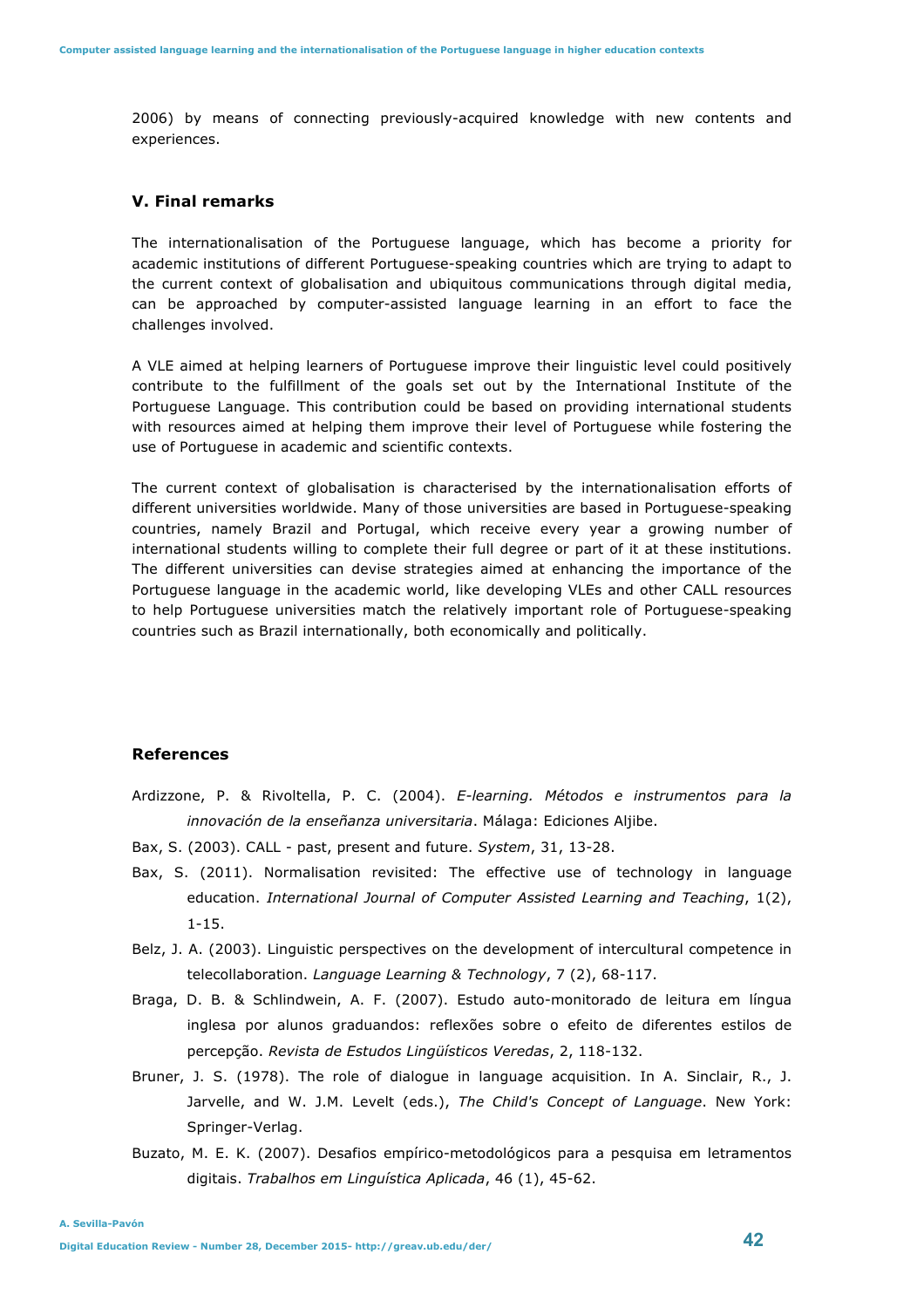2006) by means of connecting previously-acquired knowledge with new contents and experiences.

## V. Final remarks

The internationalisation of the Portuguese language, which has become a priority for academic institutions of different Portuguese-speaking countries which are trying to adapt to the current context of globalisation and ubiquitous communications through digital media, can be approached by computer-assisted language learning in an effort to face the challenges involved.

A VLE aimed at helping learners of Portuguese improve their linguistic level could positively contribute to the fulfillment of the goals set out by the International Institute of the Portuguese Language. This contribution could be based on providing international students with resources aimed at helping them improve their level of Portuguese while fostering the use of Portuguese in academic and scientific contexts.

The current context of globalisation is characterised by the internationalisation efforts of different universities worldwide. Many of those universities are based in Portuguese-speaking countries, namely Brazil and Portugal, which receive every year a growing number of international students willing to complete their full degree or part of it at these institutions. The different universities can devise strategies aimed at enhancing the importance of the Portuguese language in the academic world, like developing VLEs and other CALL resources to help Portuguese universities match the relatively important role of Portuguese-speaking countries such as Brazil internationally, both economically and politically.

## References

Ardizzone, P. & Rivoltella, P. C. (2004). *E-learning. Métodos e instrumentos para la innovación de la enseñanza universitaria*. Málaga: Ediciones Aljibe.

Bax, S. (2003). CALL - past, present and future. *System*, 31, 13-28.

Bax, S. (2011). Normalisation revisited: The effective use of technology in language education. *International Journal of Computer Assisted Learning and Teaching*, 1(2), 1-15.

Belz, J. A. (2003). Linguistic perspectives on the development of intercultural competence in telecollaboration. *Language Learning & Technology*, 7 (2), 68-117.

Braga, D. B. & Schlindwein, A. F. (2007). Estudo auto-monitorado de leitura em língua inglesa por alunos graduandos: reflexões sobre o efeito de diferentes estilos de percepção. *Revista de Estudos Lingüísticos Veredas*, 2, 118-132.

Bruner, J. S. (1978). The role of dialogue in language acquisition. In A. Sinclair, R., J. Jarvelle, and W. J.M. Levelt (eds.), *The Child's Concept of Language*. New York: Springer-Verlag.

Buzato, M. E. K. (2007). Desafios empírico-metodológicos para a pesquisa em letramentos digitais. *Trabalhos em Linguística Aplicada*, 46 (1), 45-62.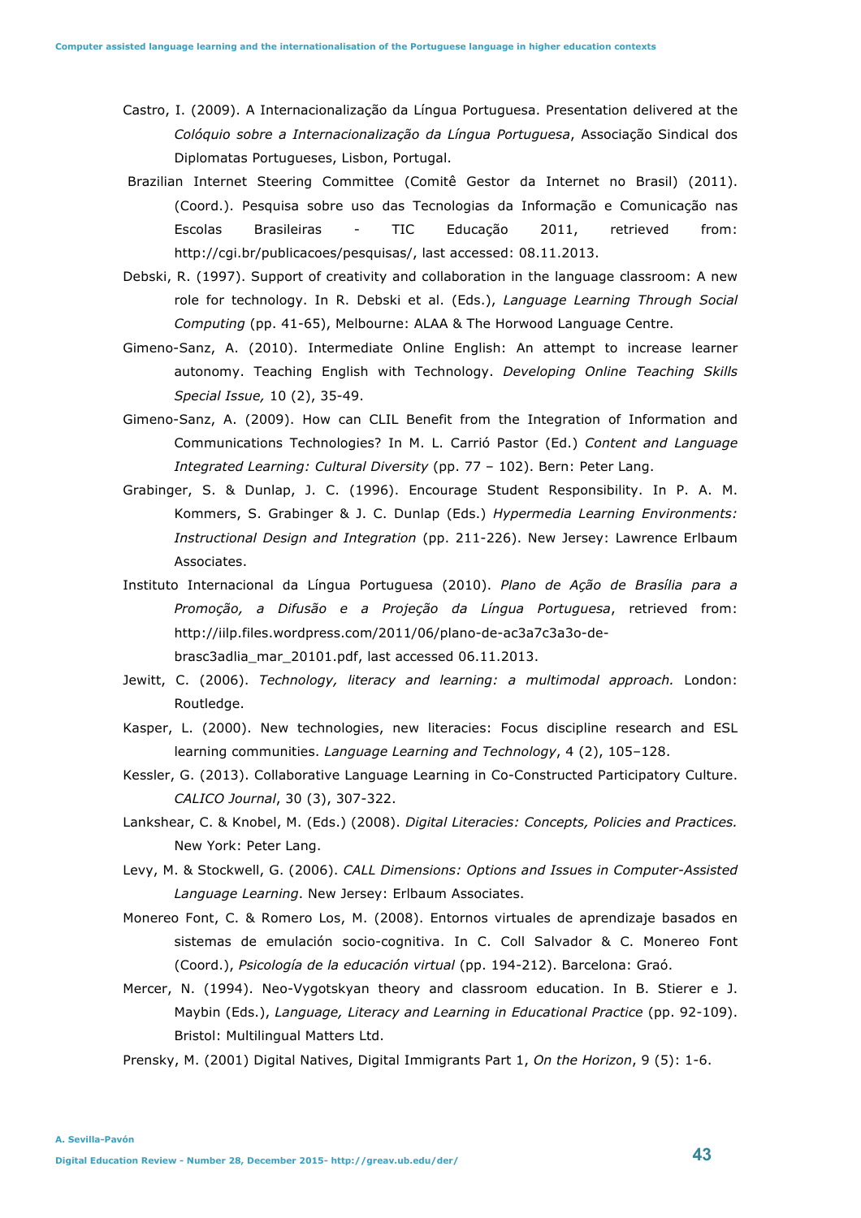Castro, I. (2009). A Internacionalização da Língua Portuguesa. Presentation delivered at the *Colóquio sobre a Internacionalização da Língua Portuguesa*, Associação Sindical dos Diplomatas Portugueses, Lisbon, Portugal.

Brazilian Internet Steering Committee (Comitê Gestor da Internet no Brasil) (2011). (Coord.). Pesquisa sobre uso das Tecnologias da Informação e Comunicação nas Escolas Brasileiras - TIC Educação 2011, retrieved from: http://cgi.br/publicacoes/pesquisas/, last accessed: 08.11.2013.

Debski, R. (1997). Support of creativity and collaboration in the language classroom: A new role for technology. In R. Debski et al. (Eds.), *Language Learning Through Social Computing* (pp. 41-65), Melbourne: ALAA & The Horwood Language Centre.

Gimeno-Sanz, A. (2010). Intermediate Online English: An attempt to increase learner autonomy. Teaching English with Technology. *Developing Online Teaching Skills Special Issue,* 10 (2), 35-49.

Gimeno-Sanz, A. (2009). How can CLIL Benefit from the Integration of Information and Communications Technologies? In M. L. Carrió Pastor (Ed.) *Content and Language Integrated Learning: Cultural Diversity* (pp. 77 – 102). Bern: Peter Lang.

Grabinger, S. & Dunlap, J. C. (1996). Encourage Student Responsibility. In P. A. M. Kommers, S. Grabinger & J. C. Dunlap (Eds.) *Hypermedia Learning Environments: Instructional Design and Integration* (pp. 211-226). New Jersey: Lawrence Erlbaum Associates.

Instituto Internacional da Língua Portuguesa (2010). *Plano de Ação de Brasília para a Promoção, a Difusão e a Projeção da Língua Portuguesa*, retrieved from: http://iilp.files.wordpress.com/2011/06/plano-de-ac3a7c3a3o-de-brasc3adlia_mar_20101.pdf, last accessed 06.11.2013.

Jewitt, C. (2006). *Technology, literacy and learning: a multimodal approach.* London: Routledge.

Kasper, L. (2000). New technologies, new literacies: Focus discipline research and ESL learning communities. *Language Learning and Technology*, 4 (2), 105–128.

Kessler, G. (2013). Collaborative Language Learning in Co-Constructed Participatory Culture. *CALICO Journal*, 30 (3), 307-322.

Lankshear, C. & Knobel, M. (Eds.) (2008). *Digital Literacies: Concepts, Policies and Practices.* New York: Peter Lang.

Levy, M. & Stockwell, G. (2006). *CALL Dimensions: Options and Issues in Computer-Assisted Language Learning*. New Jersey: Erlbaum Associates.

Monereo Font, C. & Romero Los, M. (2008). Entornos virtuales de aprendizaje basados en sistemas de emulación socio-cognitiva. In C. Coll Salvador & C. Monereo Font (Coord.), *Psicología de la educación virtual* (pp. 194-212). Barcelona: Graó.

Mercer, N. (1994). Neo-Vygotskyan theory and classroom education. In B. Stierer e J. Maybin (Eds.), *Language, Literacy and Learning in Educational Practice* (pp. 92-109). Bristol: Multilingual Matters Ltd.

Prensky, M. (2001) Digital Natives, Digital Immigrants Part 1, *On the Horizon*, 9 (5): 1-6.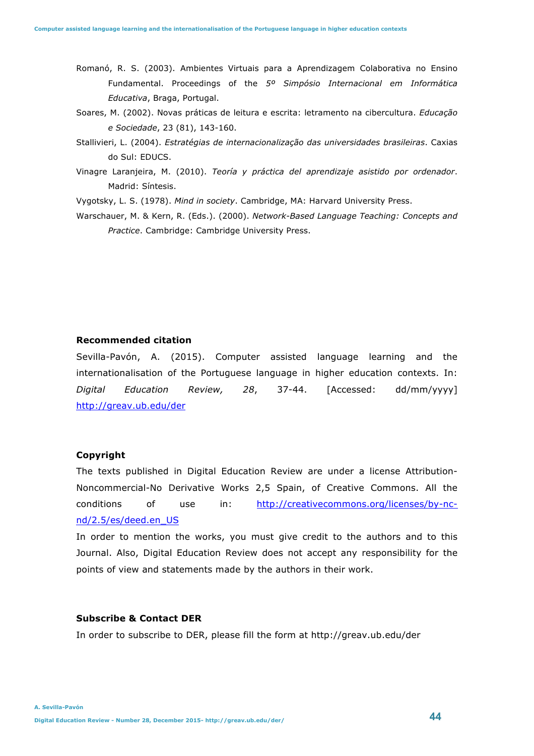Romanó, R. S. (2003). Ambientes Virtuais para a Aprendizagem Colaborativa no Ensino Fundamental. Proceedings of the *5º Simpósio Internacional em Informática Educativa*, Braga, Portugal.

Soares, M. (2002). Novas práticas de leitura e escrita: letramento na cibercultura. *Educação e Sociedade*, 23 (81), 143-160.

Stallivieri, L. (2004). *Estratégias de internacionalização das universidades brasileiras*. Caxias do Sul: EDUCS.

Vinagre Laranjeira, M. (2010). *Teoría y práctica del aprendizaje asistido por ordenador*. Madrid: Síntesis.

Vygotsky, L. S. (1978). *Mind in society*. Cambridge, MA: Harvard University Press.

Warschauer, M. & Kern, R. (Eds.). (2000). *Network-Based Language Teaching: Concepts and Practice*. Cambridge: Cambridge University Press.

**Recommended citation**

Sevilla-Pavón, A. (2015). Computer assisted language learning and the internationalisation of the Portuguese language in higher education contexts. In: *Digital Education Review, 28*, 37-44. [Accessed: dd/mm/yyyy] http://greav.ub.edu/der

**Copyright**

The texts published in Digital Education Review are under a license Attribution-Noncommercial-No Derivative Works 2,5 Spain, of Creative Commons. All the conditions of use in: http://creativecommons.org/licenses/by-nc-nd/2.5/es/deed.en_US

In order to mention the works, you must give credit to the authors and to this Journal. Also, Digital Education Review does not accept any responsibility for the points of view and statements made by the authors in their work.

**Subscribe & Contact DER**

In order to subscribe to DER, please fill the form at http://greav.ub.edu/der